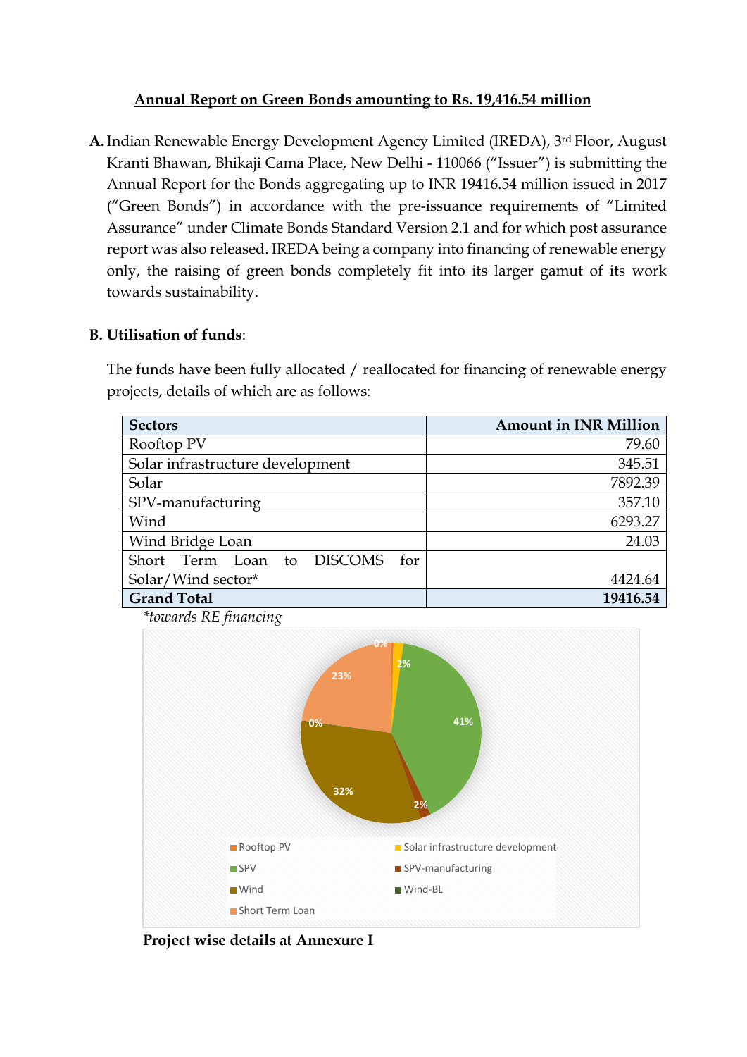# Annual Report on Green Bonds amounting to Rs. 19,416.54 million

**A.** Indian Renewable Energy Development Agency Limited (IREDA), 3rd Floor, August Kranti Bhawan, Bhikaji Cama Place, New Delhi - 110066 ("Issuer") is submitting the Annual Report for the Bonds aggregating up to INR 19416.54 million issued in 2017 ("Green Bonds") in accordance with the pre-issuance requirements of "Limited Assurance" under Climate Bonds Standard Version 2.1 and for which post assurance report was also released. IREDA being a company into financing of renewable energy only, the raising of green bonds completely fit into its larger gamut of its work towards sustainability.

**B. Utilisation of funds**:

The funds have been fully allocated / reallocated for financing of renewable energy projects, details of which are as follows:

| Sectors | Amount in INR Million |
|---|---|
| Rooftop PV | 79.60 |
| Solar infrastructure development | 345.51 |
| Solar | 7892.39 |
| SPV-manufacturing | 357.10 |
| Wind | 6293.27 |
| Wind Bridge Loan | 24.03 |
| Short Term Loan to DISCOMS for Solar/Wind sector* | 4424.64 |
| **Grand Total** | **19416.54** |

*\*towards RE financing*

| Sector | Share |
|---|---|
| Rooftop PV | 0% |
| Solar infrastructure development | 2% |
| SPV | 41% |
| SPV-manufacturing | 2% |
| Wind | 32% |
| Wind-BL | 0% |
| Short Term Loan | 23% |

**Project wise details at Annexure I**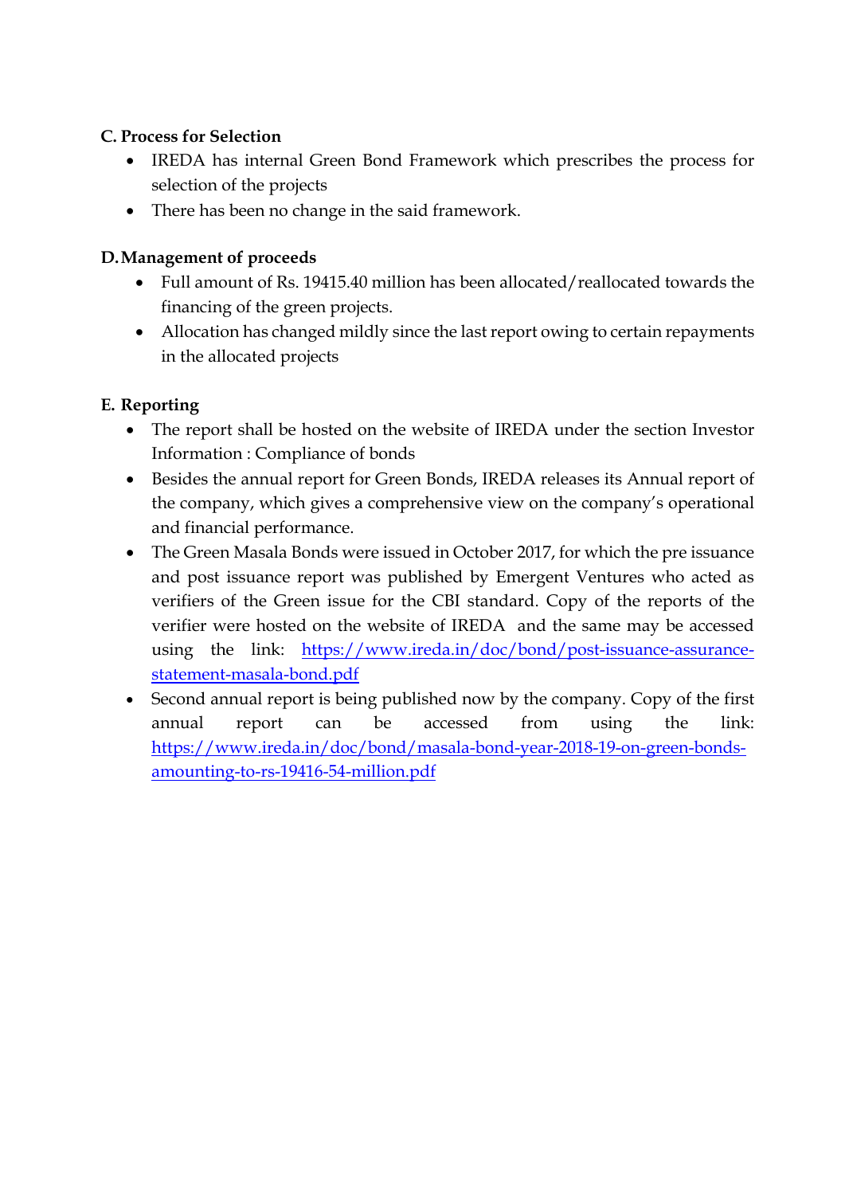**C. Process for Selection**

- IREDA has internal Green Bond Framework which prescribes the process for selection of the projects
- There has been no change in the said framework.

**D. Management of proceeds**

- Full amount of Rs. 19415.40 million has been allocated/reallocated towards the financing of the green projects.
- Allocation has changed mildly since the last report owing to certain repayments in the allocated projects

**E. Reporting**

- The report shall be hosted on the website of IREDA under the section Investor Information : Compliance of bonds
- Besides the annual report for Green Bonds, IREDA releases its Annual report of the company, which gives a comprehensive view on the company's operational and financial performance.
- The Green Masala Bonds were issued in October 2017, for which the pre issuance and post issuance report was published by Emergent Ventures who acted as verifiers of the Green issue for the CBI standard. Copy of the reports of the verifier were hosted on the website of IREDA and the same may be accessed using the link: https://www.ireda.in/doc/bond/post-issuance-assurance-statement-masala-bond.pdf
- Second annual report is being published now by the company. Copy of the first annual report can be accessed from using the link: https://www.ireda.in/doc/bond/masala-bond-year-2018-19-on-green-bonds-amounting-to-rs-19416-54-million.pdf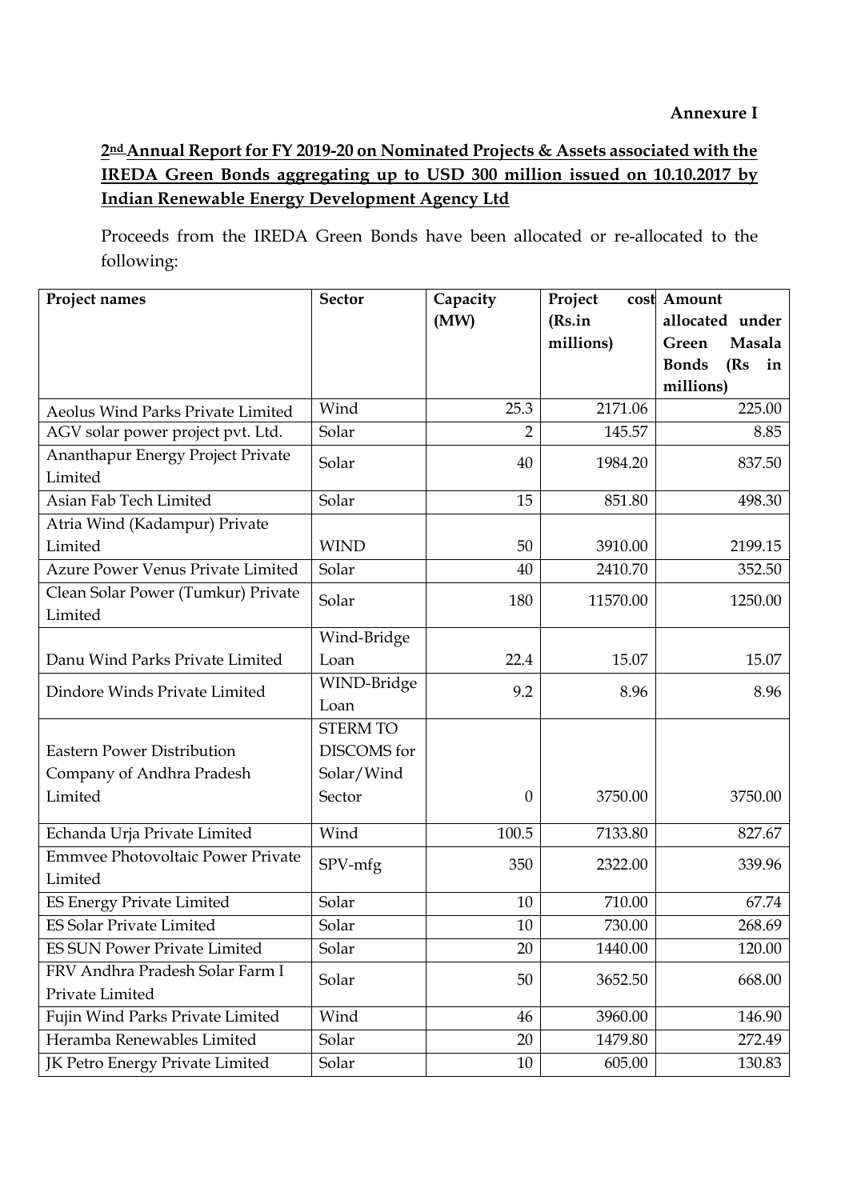**Annexure I**

**2nd Annual Report for FY 2019-20 on Nominated Projects & Assets associated with the IREDA Green Bonds aggregating up to USD 300 million issued on 10.10.2017 by Indian Renewable Energy Development Agency Ltd**

Proceeds from the IREDA Green Bonds have been allocated or re-allocated to the following:

| Project names | Sector | Capacity (MW) | Project cost (Rs.in millions) | Amount allocated under Green Masala Bonds (Rs in millions) |
|---|---|---|---|---|
| Aeolus Wind Parks Private Limited | Wind | 25.3 | 2171.06 | 225.00 |
| AGV solar power project pvt. Ltd. | Solar | 2 | 145.57 | 8.85 |
| Ananthapur Energy Project Private Limited | Solar | 40 | 1984.20 | 837.50 |
| Asian Fab Tech Limited | Solar | 15 | 851.80 | 498.30 |
| Atria Wind (Kadampur) Private Limited | WIND | 50 | 3910.00 | 2199.15 |
| Azure Power Venus Private Limited | Solar | 40 | 2410.70 | 352.50 |
| Clean Solar Power (Tumkur) Private Limited | Solar | 180 | 11570.00 | 1250.00 |
| Danu Wind Parks Private Limited | Wind-Bridge Loan | 22.4 | 15.07 | 15.07 |
| Dindore Winds Private Limited | WIND-Bridge Loan | 9.2 | 8.96 | 8.96 |
| Eastern Power Distribution Company of Andhra Pradesh Limited | STERM TO DISCOMS for Solar/Wind Sector | 0 | 3750.00 | 3750.00 |
| Echanda Urja Private Limited | Wind | 100.5 | 7133.80 | 827.67 |
| Emmvee Photovoltaic Power Private Limited | SPV-mfg | 350 | 2322.00 | 339.96 |
| ES Energy Private Limited | Solar | 10 | 710.00 | 67.74 |
| ES Solar Private Limited | Solar | 10 | 730.00 | 268.69 |
| ES SUN Power Private Limited | Solar | 20 | 1440.00 | 120.00 |
| FRV Andhra Pradesh Solar Farm I Private Limited | Solar | 50 | 3652.50 | 668.00 |
| Fujin Wind Parks Private Limited | Wind | 46 | 3960.00 | 146.90 |
| Heramba Renewables Limited | Solar | 20 | 1479.80 | 272.49 |
| JK Petro Energy Private Limited | Solar | 10 | 605.00 | 130.83 |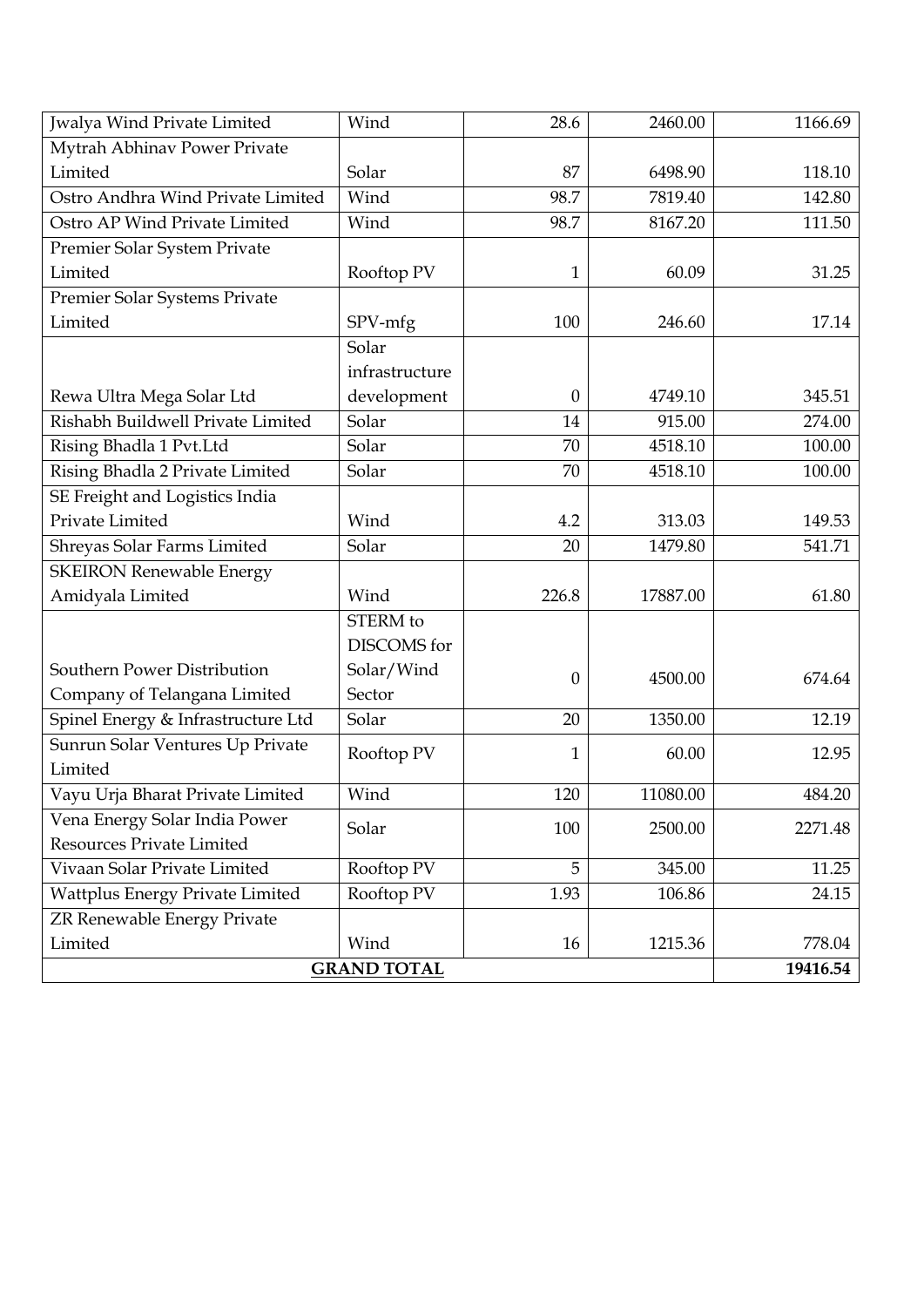| | | | | |
|---|---|---|---|---|
| Jwalya Wind Private Limited | Wind | 28.6 | 2460.00 | 1166.69 |
| Mytrah Abhinav Power Private Limited | Solar | 87 | 6498.90 | 118.10 |
| Ostro Andhra Wind Private Limited | Wind | 98.7 | 7819.40 | 142.80 |
| Ostro AP Wind Private Limited | Wind | 98.7 | 8167.20 | 111.50 |
| Premier Solar System Private Limited | Rooftop PV | 1 | 60.09 | 31.25 |
| Premier Solar Systems Private Limited | SPV-mfg | 100 | 246.60 | 17.14 |
| Rewa Ultra Mega Solar Ltd | Solar infrastructure development | 0 | 4749.10 | 345.51 |
| Rishabh Buildwell Private Limited | Solar | 14 | 915.00 | 274.00 |
| Rising Bhadla 1 Pvt.Ltd | Solar | 70 | 4518.10 | 100.00 |
| Rising Bhadla 2 Private Limited | Solar | 70 | 4518.10 | 100.00 |
| SE Freight and Logistics India Private Limited | Wind | 4.2 | 313.03 | 149.53 |
| Shreyas Solar Farms Limited | Solar | 20 | 1479.80 | 541.71 |
| SKEIRON Renewable Energy Amidyala Limited | Wind | 226.8 | 17887.00 | 61.80 |
| Southern Power Distribution Company of Telangana Limited | STERM to DISCOMS for Solar/Wind Sector | 0 | 4500.00 | 674.64 |
| Spinel Energy & Infrastructure Ltd | Solar | 20 | 1350.00 | 12.19 |
| Sunrun Solar Ventures Up Private Limited | Rooftop PV | 1 | 60.00 | 12.95 |
| Vayu Urja Bharat Private Limited | Wind | 120 | 11080.00 | 484.20 |
| Vena Energy Solar India Power Resources Private Limited | Solar | 100 | 2500.00 | 2271.48 |
| Vivaan Solar Private Limited | Rooftop PV | 5 | 345.00 | 11.25 |
| Wattplus Energy Private Limited | Rooftop PV | 1.93 | 106.86 | 24.15 |
| ZR Renewable Energy Private Limited | Wind | 16 | 1215.36 | 778.04 |
| **GRAND TOTAL** | | | | **19416.54** |